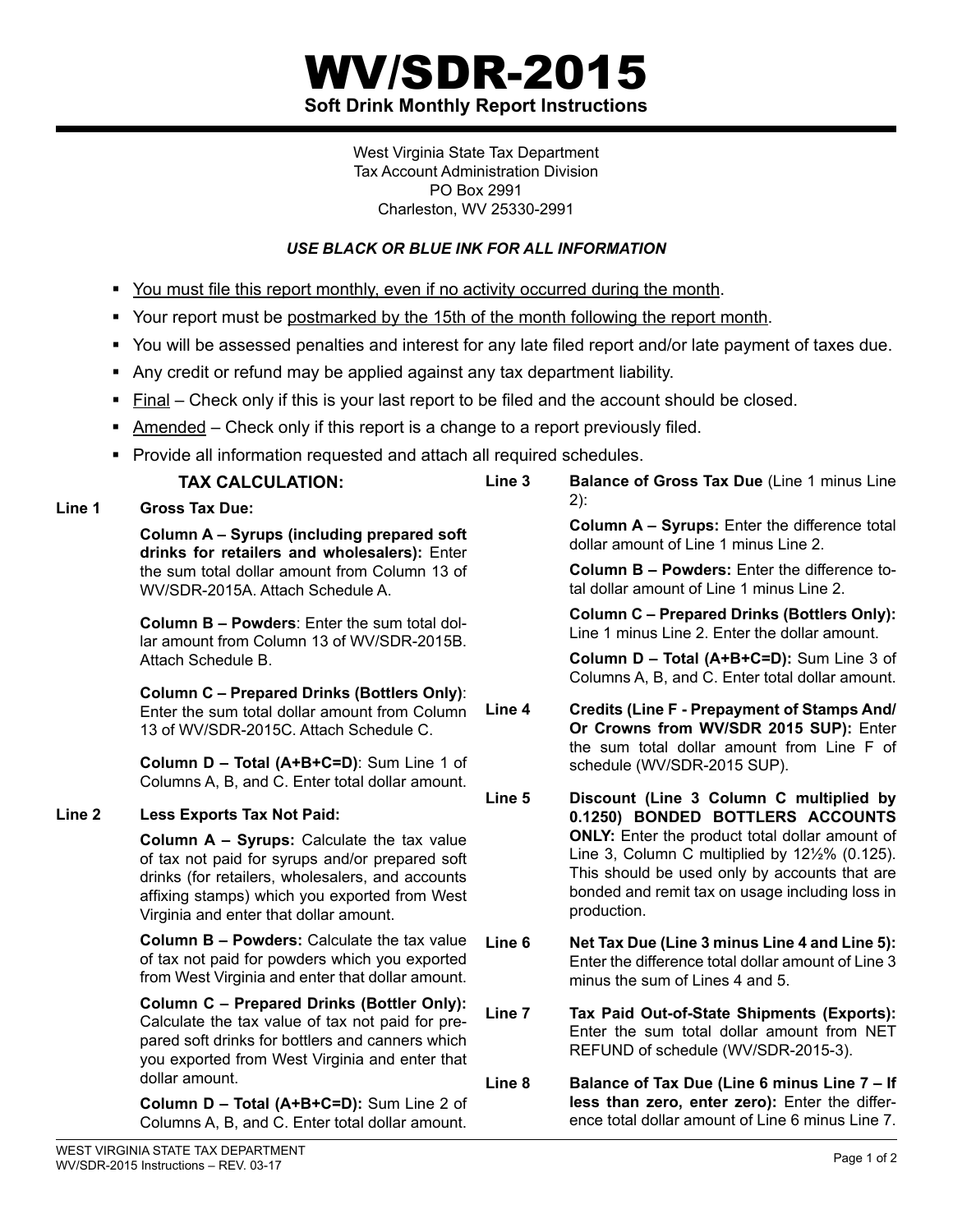# WV/SDR-2015

**Soft Drink Monthly Report Instructions**

West Virginia State Tax Department
Tax Account Administration Division
PO Box 2991
Charleston, WV 25330-2991

***USE BLACK OR BLUE INK FOR ALL INFORMATION***

- You must file this report monthly, even if no activity occurred during the month.
- Your report must be postmarked by the 15th of the month following the report month.
- You will be assessed penalties and interest for any late filed report and/or late payment of taxes due.
- Any credit or refund may be applied against any tax department liability.
- Final – Check only if this is your last report to be filed and the account should be closed.
- Amended – Check only if this report is a change to a report previously filed.
- Provide all information requested and attach all required schedules.

## TAX CALCULATION:

**Line 1 Gross Tax Due:**

**Column A – Syrups (including prepared soft drinks for retailers and wholesalers):** Enter the sum total dollar amount from Column 13 of WV/SDR-2015A. Attach Schedule A.

**Column B – Powders**: Enter the sum total dollar amount from Column 13 of WV/SDR-2015B. Attach Schedule B.

**Column C – Prepared Drinks (Bottlers Only)**: Enter the sum total dollar amount from Column 13 of WV/SDR-2015C. Attach Schedule C.

**Column D – Total (A+B+C=D)**: Sum Line 1 of Columns A, B, and C. Enter total dollar amount.

**Line 2 Less Exports Tax Not Paid:**

**Column A – Syrups:** Calculate the tax value of tax not paid for syrups and/or prepared soft drinks (for retailers, wholesalers, and accounts affixing stamps) which you exported from West Virginia and enter that dollar amount.

**Column B – Powders:** Calculate the tax value of tax not paid for powders which you exported from West Virginia and enter that dollar amount.

**Column C – Prepared Drinks (Bottler Only):** Calculate the tax value of tax not paid for prepared soft drinks for bottlers and canners which you exported from West Virginia and enter that dollar amount.

**Column D – Total (A+B+C=D):** Sum Line 2 of Columns A, B, and C. Enter total dollar amount.

**Line 3 Balance of Gross Tax Due** (Line 1 minus Line 2):

**Column A – Syrups:** Enter the difference total dollar amount of Line 1 minus Line 2.

**Column B – Powders:** Enter the difference total dollar amount of Line 1 minus Line 2.

**Column C – Prepared Drinks (Bottlers Only):** Line 1 minus Line 2. Enter the dollar amount.

**Column D – Total (A+B+C=D):** Sum Line 3 of Columns A, B, and C. Enter total dollar amount.

**Line 4 Credits (Line F - Prepayment of Stamps And/Or Crowns from WV/SDR 2015 SUP):** Enter the sum total dollar amount from Line F of schedule (WV/SDR-2015 SUP).

**Line 5 Discount (Line 3 Column C multiplied by 0.1250) BONDED BOTTLERS ACCOUNTS ONLY:** Enter the product total dollar amount of Line 3, Column C multiplied by 12½% (0.125). This should be used only by accounts that are bonded and remit tax on usage including loss in production.

**Line 6 Net Tax Due (Line 3 minus Line 4 and Line 5):** Enter the difference total dollar amount of Line 3 minus the sum of Lines 4 and 5.

**Line 7 Tax Paid Out-of-State Shipments (Exports):** Enter the sum total dollar amount from NET REFUND of schedule (WV/SDR-2015-3).

**Line 8 Balance of Tax Due (Line 6 minus Line 7 – If less than zero, enter zero):** Enter the difference total dollar amount of Line 6 minus Line 7.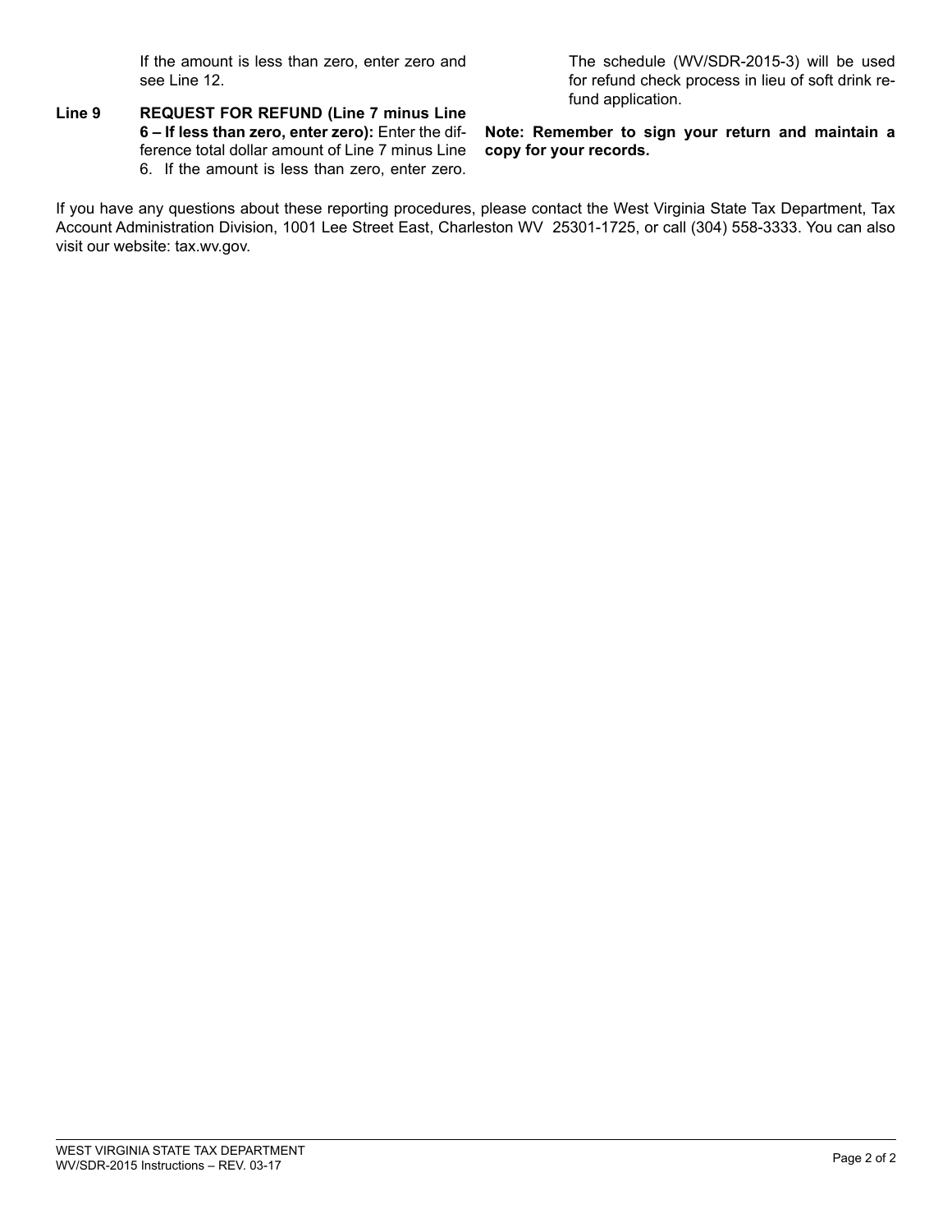If the amount is less than zero, enter zero and see Line 12.

**Line 9 REQUEST FOR REFUND (Line 7 minus Line 6 – If less than zero, enter zero):** Enter the difference total dollar amount of Line 7 minus Line 6. If the amount is less than zero, enter zero.

The schedule (WV/SDR-2015-3) will be used for refund check process in lieu of soft drink refund application.

**Note: Remember to sign your return and maintain a copy for your records.**

If you have any questions about these reporting procedures, please contact the West Virginia State Tax Department, Tax Account Administration Division, 1001 Lee Street East, Charleston WV 25301-1725, or call (304) 558-3333. You can also visit our website: tax.wv.gov.